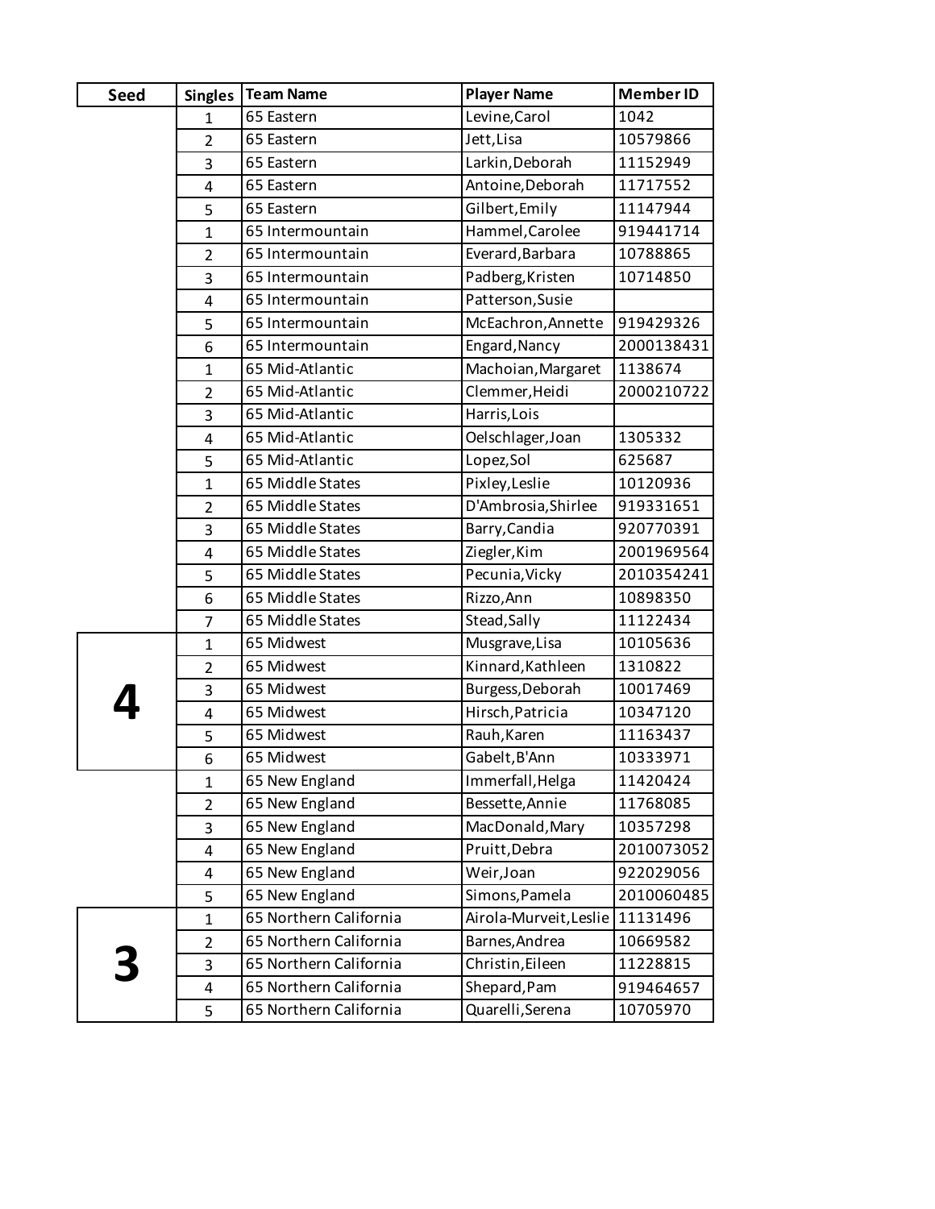| Seed | Singles | Team Name | Player Name | Member ID |
|---|---|---|---|---|
| | 1 | 65 Eastern | Levine,Carol | 1042 |
| | 2 | 65 Eastern | Jett,Lisa | 10579866 |
| | 3 | 65 Eastern | Larkin,Deborah | 11152949 |
| | 4 | 65 Eastern | Antoine,Deborah | 11717552 |
| | 5 | 65 Eastern | Gilbert,Emily | 11147944 |
| | 1 | 65 Intermountain | Hammel,Carolee | 919441714 |
| | 2 | 65 Intermountain | Everard,Barbara | 10788865 |
| | 3 | 65 Intermountain | Padberg,Kristen | 10714850 |
| | 4 | 65 Intermountain | Patterson,Susie | |
| | 5 | 65 Intermountain | McEachron,Annette | 919429326 |
| | 6 | 65 Intermountain | Engard,Nancy | 2000138431 |
| | 1 | 65 Mid-Atlantic | Machoian,Margaret | 1138674 |
| | 2 | 65 Mid-Atlantic | Clemmer,Heidi | 2000210722 |
| | 3 | 65 Mid-Atlantic | Harris,Lois | |
| | 4 | 65 Mid-Atlantic | Oelschlager,Joan | 1305332 |
| | 5 | 65 Mid-Atlantic | Lopez,Sol | 625687 |
| | 1 | 65 Middle States | Pixley,Leslie | 10120936 |
| | 2 | 65 Middle States | D'Ambrosia,Shirlee | 919331651 |
| | 3 | 65 Middle States | Barry,Candia | 920770391 |
| | 4 | 65 Middle States | Ziegler,Kim | 2001969564 |
| | 5 | 65 Middle States | Pecunia,Vicky | 2010354241 |
| | 6 | 65 Middle States | Rizzo,Ann | 10898350 |
| | 7 | 65 Middle States | Stead,Sally | 11122434 |
| 4 | 1 | 65 Midwest | Musgrave,Lisa | 10105636 |
| | 2 | 65 Midwest | Kinnard,Kathleen | 1310822 |
| | 3 | 65 Midwest | Burgess,Deborah | 10017469 |
| | 4 | 65 Midwest | Hirsch,Patricia | 10347120 |
| | 5 | 65 Midwest | Rauh,Karen | 11163437 |
| | 6 | 65 Midwest | Gabelt,B'Ann | 10333971 |
| | 1 | 65 New England | Immerfall,Helga | 11420424 |
| | 2 | 65 New England | Bessette,Annie | 11768085 |
| | 3 | 65 New England | MacDonald,Mary | 10357298 |
| | 4 | 65 New England | Pruitt,Debra | 2010073052 |
| | 4 | 65 New England | Weir,Joan | 922029056 |
| | 5 | 65 New England | Simons,Pamela | 2010060485 |
| 3 | 1 | 65 Northern California | Airola-Murveit,Leslie | 11131496 |
| | 2 | 65 Northern California | Barnes,Andrea | 10669582 |
| | 3 | 65 Northern California | Christin,Eileen | 11228815 |
| | 4 | 65 Northern California | Shepard,Pam | 919464657 |
| | 5 | 65 Northern California | Quarelli,Serena | 10705970 |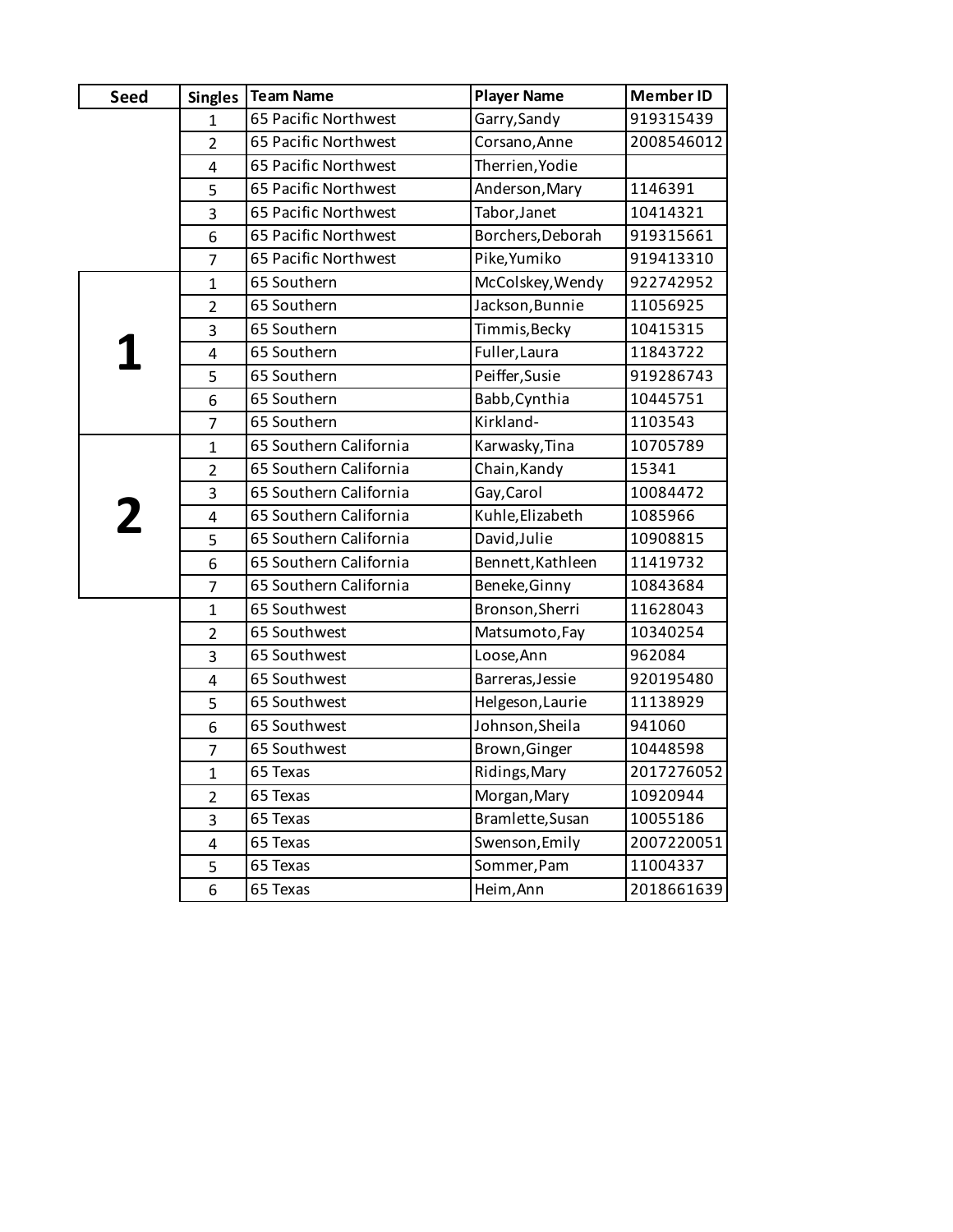| Seed | Singles | Team Name | Player Name | Member ID |
|---|---|---|---|---|
| | 1 | 65 Pacific Northwest | Garry,Sandy | 919315439 |
| | 2 | 65 Pacific Northwest | Corsano,Anne | 2008546012 |
| | 4 | 65 Pacific Northwest | Therrien,Yodie | |
| | 5 | 65 Pacific Northwest | Anderson,Mary | 1146391 |
| | 3 | 65 Pacific Northwest | Tabor,Janet | 10414321 |
| | 6 | 65 Pacific Northwest | Borchers,Deborah | 919315661 |
| | 7 | 65 Pacific Northwest | Pike,Yumiko | 919413310 |
| 1 | 1 | 65 Southern | McColskey,Wendy | 922742952 |
| | 2 | 65 Southern | Jackson,Bunnie | 11056925 |
| | 3 | 65 Southern | Timmis,Becky | 10415315 |
| | 4 | 65 Southern | Fuller,Laura | 11843722 |
| | 5 | 65 Southern | Peiffer,Susie | 919286743 |
| | 6 | 65 Southern | Babb,Cynthia | 10445751 |
| | 7 | 65 Southern | Kirkland- | 1103543 |
| 2 | 1 | 65 Southern California | Karwasky,Tina | 10705789 |
| | 2 | 65 Southern California | Chain,Kandy | 15341 |
| | 3 | 65 Southern California | Gay,Carol | 10084472 |
| | 4 | 65 Southern California | Kuhle,Elizabeth | 1085966 |
| | 5 | 65 Southern California | David,Julie | 10908815 |
| | 6 | 65 Southern California | Bennett,Kathleen | 11419732 |
| | 7 | 65 Southern California | Beneke,Ginny | 10843684 |
| | 1 | 65 Southwest | Bronson,Sherri | 11628043 |
| | 2 | 65 Southwest | Matsumoto,Fay | 10340254 |
| | 3 | 65 Southwest | Loose,Ann | 962084 |
| | 4 | 65 Southwest | Barreras,Jessie | 920195480 |
| | 5 | 65 Southwest | Helgeson,Laurie | 11138929 |
| | 6 | 65 Southwest | Johnson,Sheila | 941060 |
| | 7 | 65 Southwest | Brown,Ginger | 10448598 |
| | 1 | 65 Texas | Ridings,Mary | 2017276052 |
| | 2 | 65 Texas | Morgan,Mary | 10920944 |
| | 3 | 65 Texas | Bramlette,Susan | 10055186 |
| | 4 | 65 Texas | Swenson,Emily | 2007220051 |
| | 5 | 65 Texas | Sommer,Pam | 11004337 |
| | 6 | 65 Texas | Heim,Ann | 2018661639 |